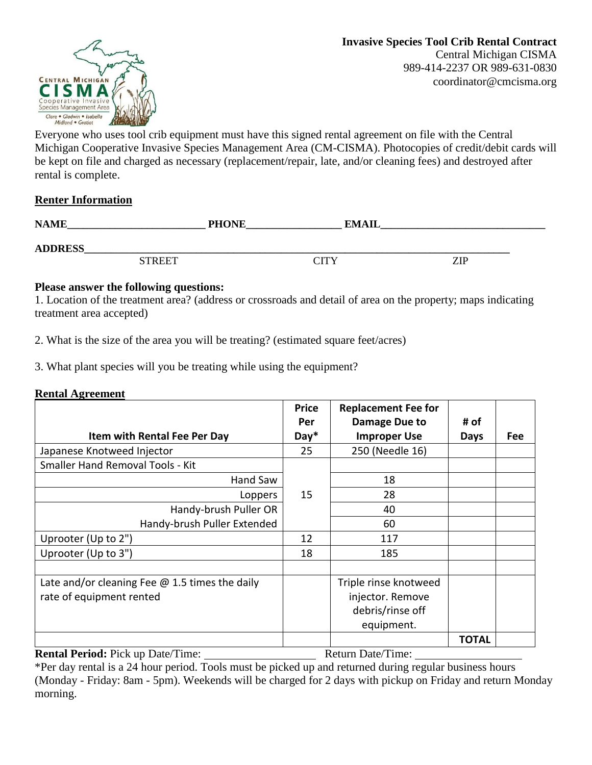**Invasive Species Tool Crib Rental Contract**
Central Michigan CISMA
989-414-2237 OR 989-631-0830
coordinator@cmcisma.org

Everyone who uses tool crib equipment must have this signed rental agreement on file with the Central Michigan Cooperative Invasive Species Management Area (CM-CISMA). Photocopies of credit/debit cards will be kept on file and charged as necessary (replacement/repair, late, and/or cleaning fees) and destroyed after rental is complete.

## Renter Information

**NAME**__________________________ **PHONE**_________________ **EMAIL**_____________________________

**ADDRESS**_______________________________________________________________________________
STREET CITY ZIP

**Please answer the following questions:**

1. Location of the treatment area? (address or crossroads and detail of area on the property; maps indicating treatment area accepted)

2. What is the size of the area you will be treating? (estimated square feet/acres)

3. What plant species will you be treating while using the equipment?

## Rental Agreement

| Item with Rental Fee Per Day | Price Per Day* | Replacement Fee for Damage Due to Improper Use | # of Days | Fee |
|---|---|---|---|---|
| Japanese Knotweed Injector | 25 | 250 (Needle 16) | | |
| Smaller Hand Removal Tools - Kit | 15 | | | |
| Hand Saw | | 18 | | |
| Loppers | | 28 | | |
| Handy-brush Puller OR | | 40 | | |
| Handy-brush Puller Extended | | 60 | | |
| Uprooter (Up to 2") | 12 | 117 | | |
| Uprooter (Up to 3") | 18 | 185 | | |
| | | | | |
| Late and/or cleaning Fee @ 1.5 times the daily rate of equipment rented | | Triple rinse knotweed injector. Remove debris/rinse off equipment. | | |
| | | | **TOTAL** | |

**Rental Period:** Pick up Date/Time: ____________________ Return Date/Time: ____________________

*Per day rental is a 24 hour period. Tools must be picked up and returned during regular business hours (Monday - Friday: 8am - 5pm). Weekends will be charged for 2 days with pickup on Friday and return Monday morning.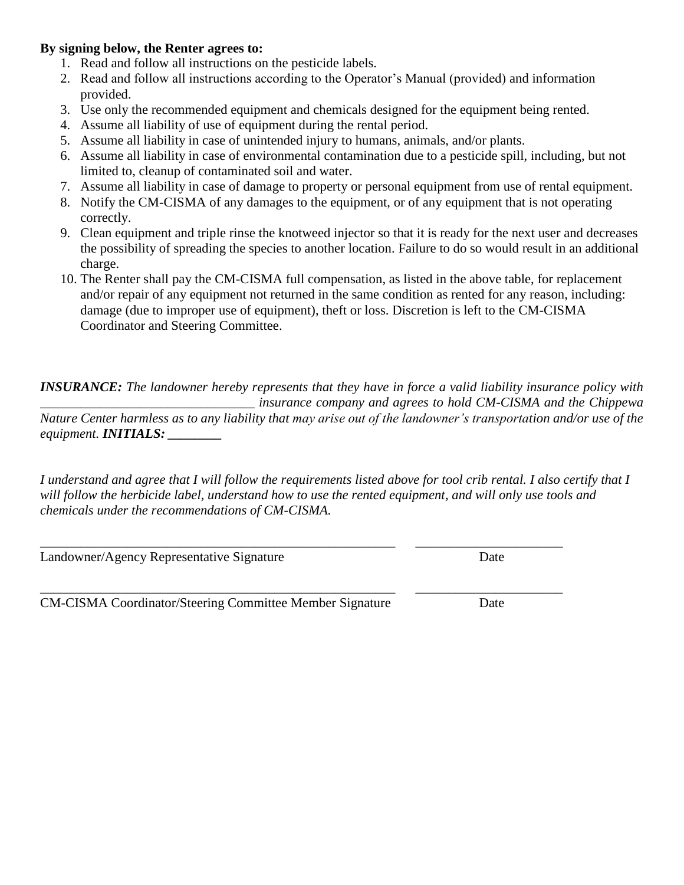**By signing below, the Renter agrees to:**

1. Read and follow all instructions on the pesticide labels.
2. Read and follow all instructions according to the Operator's Manual (provided) and information provided.
3. Use only the recommended equipment and chemicals designed for the equipment being rented.
4. Assume all liability of use of equipment during the rental period.
5. Assume all liability in case of unintended injury to humans, animals, and/or plants.
6. Assume all liability in case of environmental contamination due to a pesticide spill, including, but not limited to, cleanup of contaminated soil and water.
7. Assume all liability in case of damage to property or personal equipment from use of rental equipment.
8. Notify the CM-CISMA of any damages to the equipment, or of any equipment that is not operating correctly.
9. Clean equipment and triple rinse the knotweed injector so that it is ready for the next user and decreases the possibility of spreading the species to another location. Failure to do so would result in an additional charge.
10. The Renter shall pay the CM-CISMA full compensation, as listed in the above table, for replacement and/or repair of any equipment not returned in the same condition as rented for any reason, including: damage (due to improper use of equipment), theft or loss. Discretion is left to the CM-CISMA Coordinator and Steering Committee.

***INSURANCE:*** *The landowner hereby represents that they have in force a valid liability insurance policy with ________________________________ insurance company and agrees to hold CM-CISMA and the Chippewa Nature Center harmless as to any liability that may arise out of the landowner's transportation and/or use of the equipment.* ***INITIALS: ________***

*I understand and agree that I will follow the requirements listed above for tool crib rental. I also certify that I will follow the herbicide label, understand how to use the rented equipment, and will only use tools and chemicals under the recommendations of CM-CISMA.*

_____________________________________________________ ______________________

Landowner/Agency Representative Signature Date

_____________________________________________________ ______________________

CM-CISMA Coordinator/Steering Committee Member Signature Date